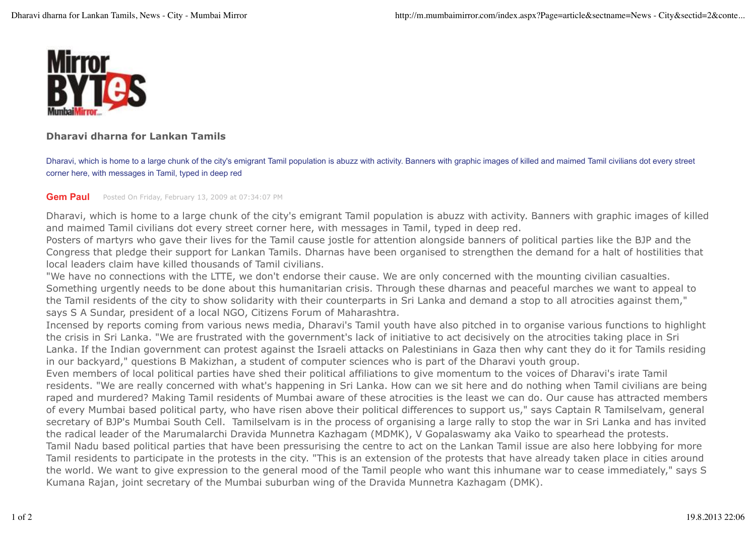## Dharavi dharna for Lankan Tamils

Dharavi, which is home to a large chunk of the city's emigrant Tamil population is abuzz with activity. Banners with graphic images of killed and maimed Tamil civilians dot every street corner here, with messages in Tamil, typed in deep red

**Gem Paul** Posted On Friday, February 13, 2009 at 07:34:07 PM

Dharavi, which is home to a large chunk of the city's emigrant Tamil population is abuzz with activity. Banners with graphic images of killed and maimed Tamil civilians dot every street corner here, with messages in Tamil, typed in deep red.

Posters of martyrs who gave their lives for the Tamil cause jostle for attention alongside banners of political parties like the BJP and the Congress that pledge their support for Lankan Tamils. Dharnas have been organised to strengthen the demand for a halt of hostilities that local leaders claim have killed thousands of Tamil civilians.

"We have no connections with the LTTE, we don't endorse their cause. We are only concerned with the mounting civilian casualties. Something urgently needs to be done about this humanitarian crisis. Through these dharnas and peaceful marches we want to appeal to the Tamil residents of the city to show solidarity with their counterparts in Sri Lanka and demand a stop to all atrocities against them," says S A Sundar, president of a local NGO, Citizens Forum of Maharashtra.

Incensed by reports coming from various news media, Dharavi's Tamil youth have also pitched in to organise various functions to highlight the crisis in Sri Lanka. "We are frustrated with the government's lack of initiative to act decisively on the atrocities taking place in Sri Lanka. If the Indian government can protest against the Israeli attacks on Palestinians in Gaza then why cant they do it for Tamils residing in our backyard," questions B Makizhan, a student of computer sciences who is part of the Dharavi youth group.

Even members of local political parties have shed their political affiliations to give momentum to the voices of Dharavi's irate Tamil residents. "We are really concerned with what's happening in Sri Lanka. How can we sit here and do nothing when Tamil civilians are being raped and murdered? Making Tamil residents of Mumbai aware of these atrocities is the least we can do. Our cause has attracted members of every Mumbai based political party, who have risen above their political differences to support us," says Captain R Tamilselvam, general secretary of BJP's Mumbai South Cell. Tamilselvam is in the process of organising a large rally to stop the war in Sri Lanka and has invited the radical leader of the Marumalarchi Dravida Munnetra Kazhagam (MDMK), V Gopalaswamy aka Vaiko to spearhead the protests.

Tamil Nadu based political parties that have been pressurising the centre to act on the Lankan Tamil issue are also here lobbying for more Tamil residents to participate in the protests in the city. "This is an extension of the protests that have already taken place in cities around the world. We want to give expression to the general mood of the Tamil people who want this inhumane war to cease immediately," says S Kumana Rajan, joint secretary of the Mumbai suburban wing of the Dravida Munnetra Kazhagam (DMK).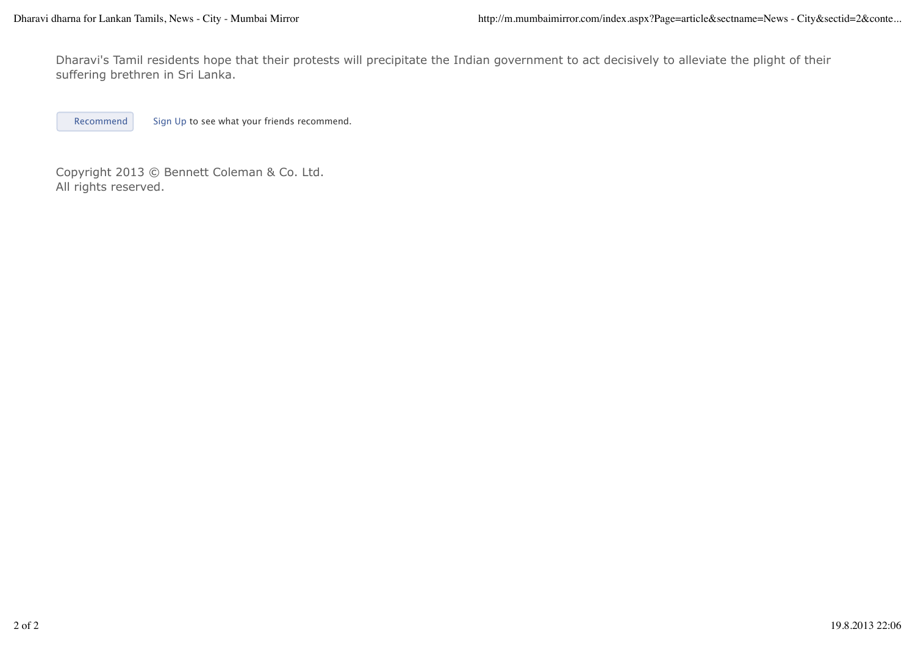Dharavi's Tamil residents hope that their protests will precipitate the Indian government to act decisively to alleviate the plight of their suffering brethren in Sri Lanka.

Recommend Sign Up to see what your friends recommend.

Copyright 2013 © Bennett Coleman & Co. Ltd.
All rights reserved.